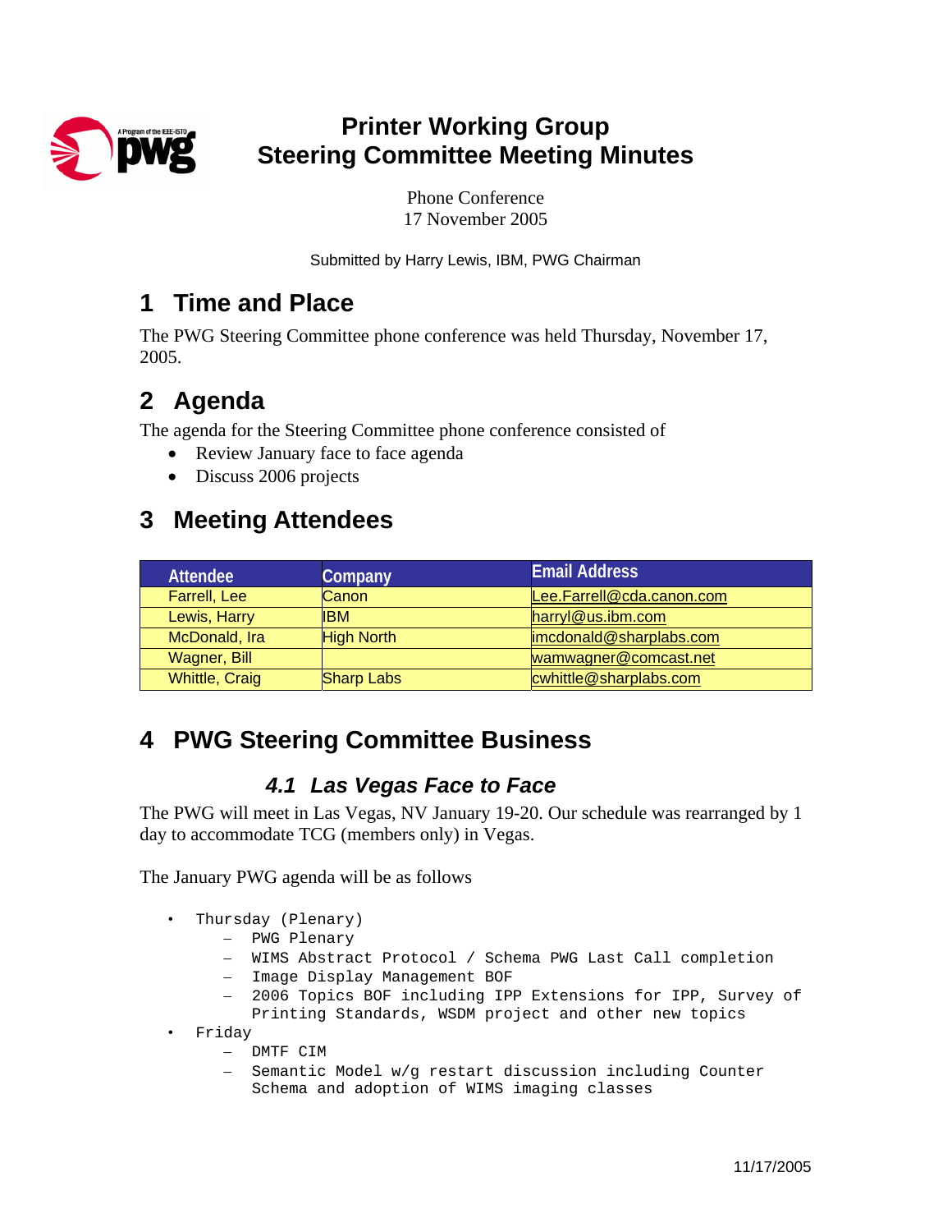# Printer Working Group
# Steering Committee Meeting Minutes

Phone Conference
17 November 2005

Submitted by Harry Lewis, IBM, PWG Chairman

## 1 Time and Place

The PWG Steering Committee phone conference was held Thursday, November 17, 2005.

## 2 Agenda

The agenda for the Steering Committee phone conference consisted of

- Review January face to face agenda
- Discuss 2006 projects

## 3 Meeting Attendees

| Attendee | Company | Email Address |
|---|---|---|
| Farrell, Lee | Canon | Lee.Farrell@cda.canon.com |
| Lewis, Harry | IBM | harryl@us.ibm.com |
| McDonald, Ira | High North | imcdonald@sharplabs.com |
| Wagner, Bill | | wamwagner@comcast.net |
| Whittle, Craig | Sharp Labs | cwhittle@sharplabs.com |

## 4 PWG Steering Committee Business

### *4.1 Las Vegas Face to Face*

The PWG will meet in Las Vegas, NV January 19-20. Our schedule was rearranged by 1 day to accommodate TCG (members only) in Vegas.

The January PWG agenda will be as follows

- Thursday (Plenary)
  - PWG Plenary
  - WIMS Abstract Protocol / Schema PWG Last Call completion
  - Image Display Management BOF
  - 2006 Topics BOF including IPP Extensions for IPP, Survey of Printing Standards, WSDM project and other new topics
- Friday
  - DMTF CIM
  - Semantic Model w/g restart discussion including Counter Schema and adoption of WIMS imaging classes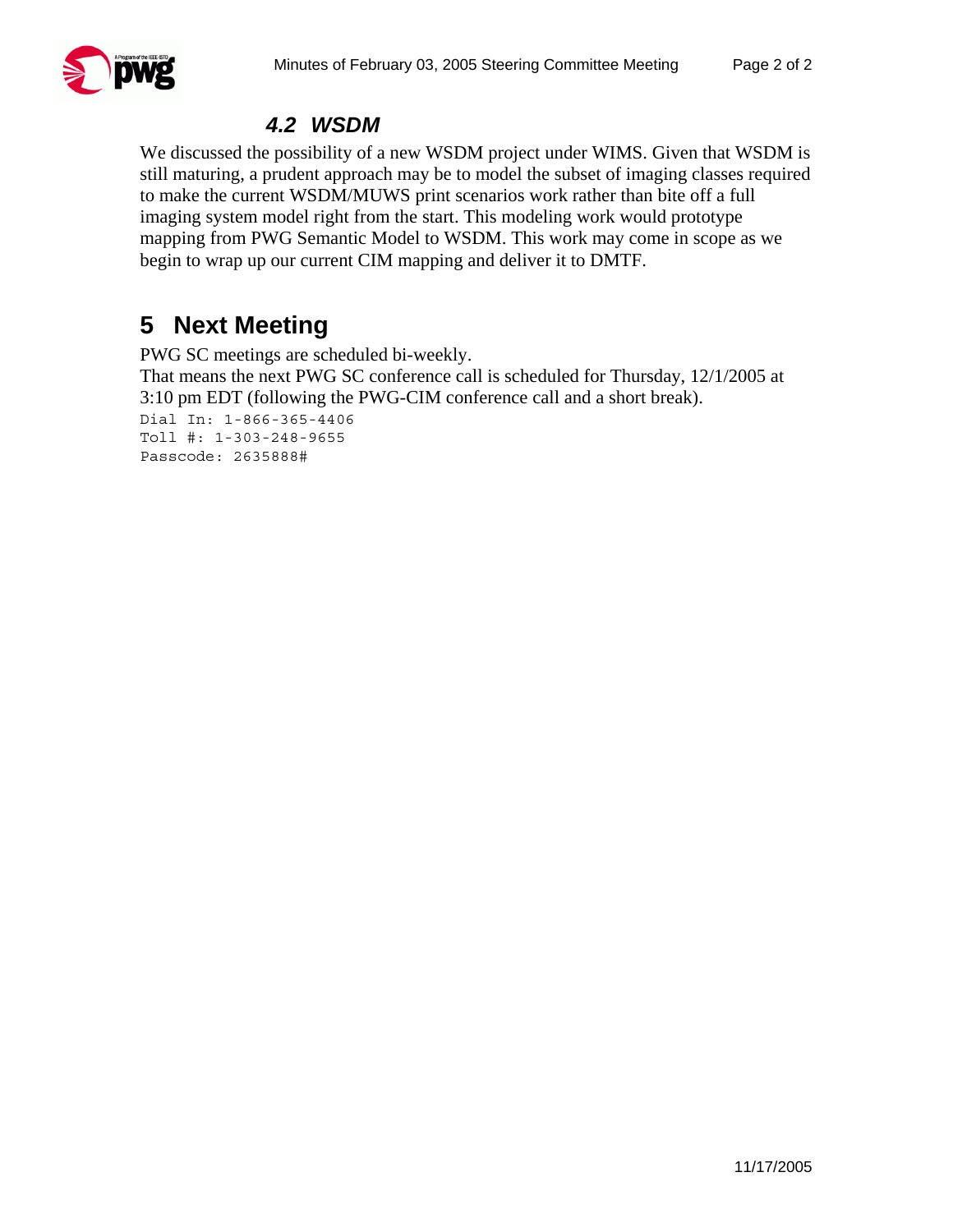### 4.2 WSDM

We discussed the possibility of a new WSDM project under WIMS. Given that WSDM is still maturing, a prudent approach may be to model the subset of imaging classes required to make the current WSDM/MUWS print scenarios work rather than bite off a full imaging system model right from the start. This modeling work would prototype mapping from PWG Semantic Model to WSDM. This work may come in scope as we begin to wrap up our current CIM mapping and deliver it to DMTF.

## 5 Next Meeting

PWG SC meetings are scheduled bi-weekly.
That means the next PWG SC conference call is scheduled for Thursday, 12/1/2005 at 3:10 pm EDT (following the PWG-CIM conference call and a short break).

```
Dial In: 1-866-365-4406
Toll #: 1-303-248-9655
Passcode: 2635888#
```